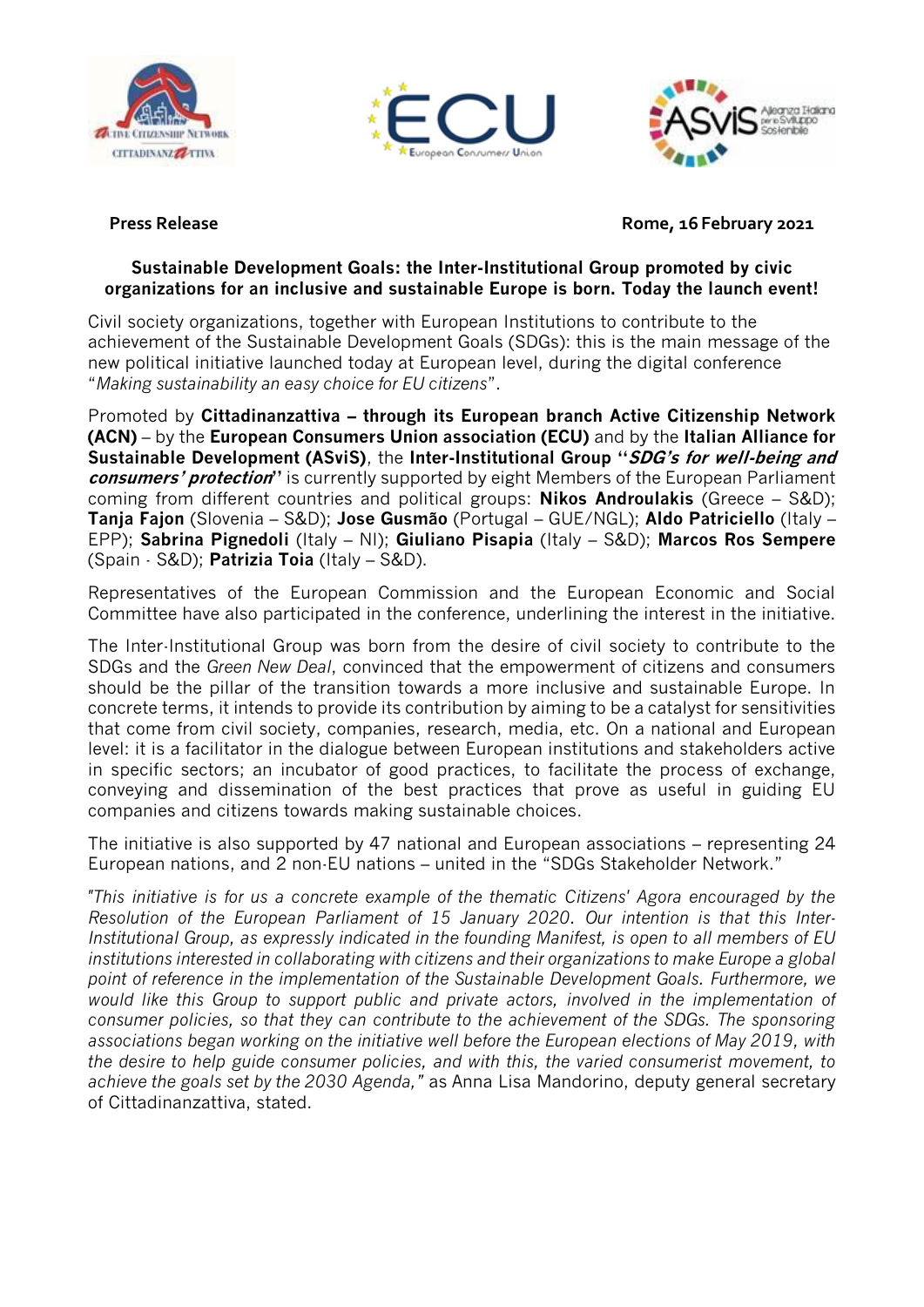**Press Release** **Rome, 16 February 2021**

**Sustainable Development Goals: the Inter-Institutional Group promoted by civic organizations for an inclusive and sustainable Europe is born. Today the launch event!**

Civil society organizations, together with European Institutions to contribute to the achievement of the Sustainable Development Goals (SDGs): this is the main message of the new political initiative launched today at European level, during the digital conference "*Making sustainability an easy choice for EU citizens*".

Promoted by **Cittadinanzattiva – through its European branch Active Citizenship Network (ACN)** – by the **European Consumers Union association (ECU)** and by the **Italian Alliance for Sustainable Development (ASviS)**, the **Inter-Institutional Group "*SDG's for well-being and consumers' protection*"** is currently supported by eight Members of the European Parliament coming from different countries and political groups: **Nikos Androulakis** (Greece – S&D); **Tanja Fajon** (Slovenia – S&D); **Jose Gusmão** (Portugal – GUE/NGL); **Aldo Patriciello** (Italy – EPP); **Sabrina Pignedoli** (Italy – NI); **Giuliano Pisapia** (Italy – S&D); **Marcos Ros Sempere** (Spain - S&D); **Patrizia Toia** (Italy – S&D).

Representatives of the European Commission and the European Economic and Social Committee have also participated in the conference, underlining the interest in the initiative.

The Inter-Institutional Group was born from the desire of civil society to contribute to the SDGs and the *Green New Deal*, convinced that the empowerment of citizens and consumers should be the pillar of the transition towards a more inclusive and sustainable Europe. In concrete terms, it intends to provide its contribution by aiming to be a catalyst for sensitivities that come from civil society, companies, research, media, etc. On a national and European level: it is a facilitator in the dialogue between European institutions and stakeholders active in specific sectors; an incubator of good practices, to facilitate the process of exchange, conveying and dissemination of the best practices that prove as useful in guiding EU companies and citizens towards making sustainable choices.

The initiative is also supported by 47 national and European associations – representing 24 European nations, and 2 non-EU nations – united in the "SDGs Stakeholder Network."

*"This initiative is for us a concrete example of the thematic Citizens' Agora encouraged by the Resolution of the European Parliament of 15 January 2020. Our intention is that this Inter-Institutional Group, as expressly indicated in the founding Manifest, is open to all members of EU institutions interested in collaborating with citizens and their organizations to make Europe a global point of reference in the implementation of the Sustainable Development Goals. Furthermore, we would like this Group to support public and private actors, involved in the implementation of consumer policies, so that they can contribute to the achievement of the SDGs. The sponsoring associations began working on the initiative well before the European elections of May 2019, with the desire to help guide consumer policies, and with this, the varied consumerist movement, to achieve the goals set by the 2030 Agenda,"* as Anna Lisa Mandorino, deputy general secretary of Cittadinanzattiva, stated.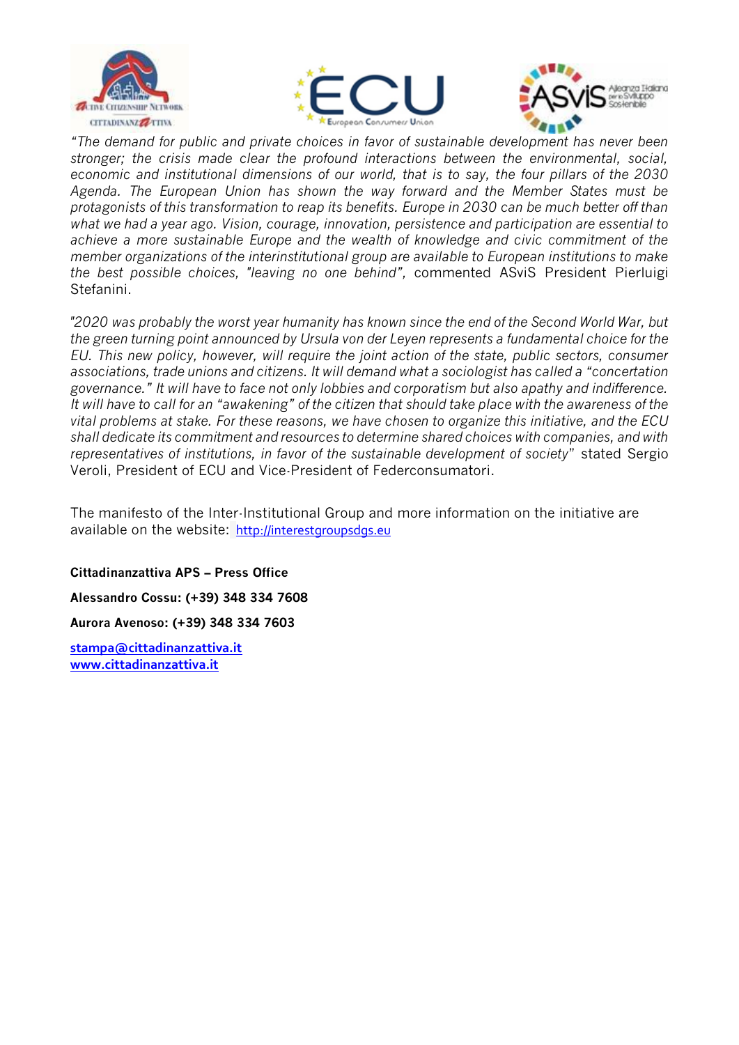*"The demand for public and private choices in favor of sustainable development has never been stronger; the crisis made clear the profound interactions between the environmental, social, economic and institutional dimensions of our world, that is to say, the four pillars of the 2030 Agenda. The European Union has shown the way forward and the Member States must be protagonists of this transformation to reap its benefits. Europe in 2030 can be much better off than what we had a year ago. Vision, courage, innovation, persistence and participation are essential to achieve a more sustainable Europe and the wealth of knowledge and civic commitment of the member organizations of the interinstitutional group are available to European institutions to make the best possible choices, "leaving no one behind",* commented ASviS President Pierluigi Stefanini.

*"2020 was probably the worst year humanity has known since the end of the Second World War, but the green turning point announced by Ursula von der Leyen represents a fundamental choice for the EU. This new policy, however, will require the joint action of the state, public sectors, consumer associations, trade unions and citizens. It will demand what a sociologist has called a "concertation governance." It will have to face not only lobbies and corporatism but also apathy and indifference. It will have to call for an "awakening" of the citizen that should take place with the awareness of the vital problems at stake. For these reasons, we have chosen to organize this initiative, and the ECU shall dedicate its commitment and resources to determine shared choices with companies, and with representatives of institutions, in favor of the sustainable development of society"* stated Sergio Veroli, President of ECU and Vice-President of Federconsumatori.

The manifesto of the Inter-Institutional Group and more information on the initiative are available on the website: http://interestgroupsdgs.eu

**Cittadinanzattiva APS – Press Office**

**Alessandro Cossu: (+39) 348 334 7608**

**Aurora Avenoso: (+39) 348 334 7603**

**stampa@cittadinanzattiva.it**
**www.cittadinanzattiva.it**